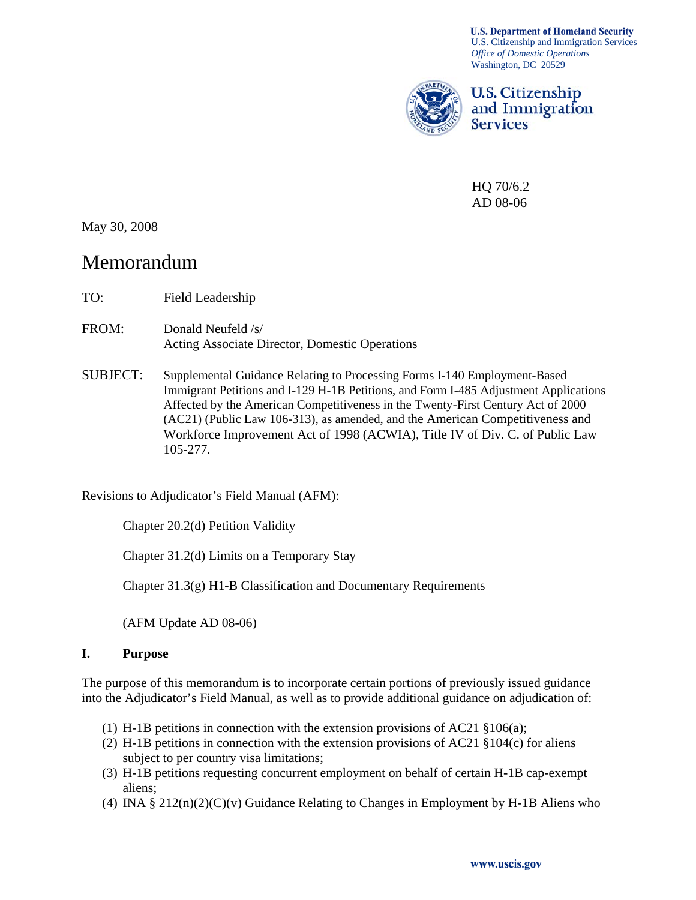**U.S. Department of Homeland Security**
U.S. Citizenship and Immigration Services
*Office of Domestic Operations*
Washington, DC 20529

**U.S. Citizenship and Immigration Services**

HQ 70/6.2
AD 08-06

May 30, 2008

# Memorandum

TO: Field Leadership

FROM: Donald Neufeld /s/
Acting Associate Director, Domestic Operations

SUBJECT: Supplemental Guidance Relating to Processing Forms I-140 Employment-Based Immigrant Petitions and I-129 H-1B Petitions, and Form I-485 Adjustment Applications Affected by the American Competitiveness in the Twenty-First Century Act of 2000 (AC21) (Public Law 106-313), as amended, and the American Competitiveness and Workforce Improvement Act of 1998 (ACWIA), Title IV of Div. C. of Public Law 105-277.

Revisions to Adjudicator's Field Manual (AFM):

Chapter 20.2(d) Petition Validity

Chapter 31.2(d) Limits on a Temporary Stay

Chapter 31.3(g) H1-B Classification and Documentary Requirements

(AFM Update AD 08-06)

## I. Purpose

The purpose of this memorandum is to incorporate certain portions of previously issued guidance into the Adjudicator's Field Manual, as well as to provide additional guidance on adjudication of:

(1) H-1B petitions in connection with the extension provisions of AC21 §106(a);
(2) H-1B petitions in connection with the extension provisions of AC21 §104(c) for aliens subject to per country visa limitations;
(3) H-1B petitions requesting concurrent employment on behalf of certain H-1B cap-exempt aliens;
(4) INA § 212(n)(2)(C)(v) Guidance Relating to Changes in Employment by H-1B Aliens who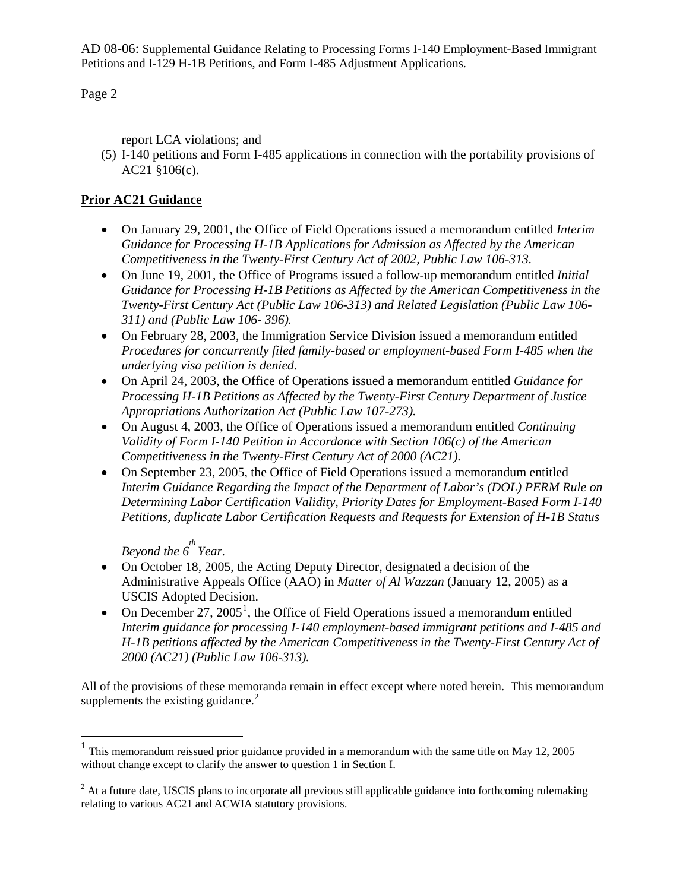report LCA violations; and

(5) I-140 petitions and Form I-485 applications in connection with the portability provisions of AC21 §106(c).

**Prior AC21 Guidance**

- On January 29, 2001, the Office of Field Operations issued a memorandum entitled *Interim Guidance for Processing H-1B Applications for Admission as Affected by the American Competitiveness in the Twenty-First Century Act of 2002, Public Law 106-313.*
- On June 19, 2001, the Office of Programs issued a follow-up memorandum entitled *Initial Guidance for Processing H-1B Petitions as Affected by the American Competitiveness in the Twenty-First Century Act (Public Law 106-313) and Related Legislation (Public Law 106-311) and (Public Law 106- 396).*
- On February 28, 2003, the Immigration Service Division issued a memorandum entitled *Procedures for concurrently filed family-based or employment-based Form I-485 when the underlying visa petition is denied.*
- On April 24, 2003, the Office of Operations issued a memorandum entitled *Guidance for Processing H-1B Petitions as Affected by the Twenty-First Century Department of Justice Appropriations Authorization Act (Public Law 107-273).*
- On August 4, 2003, the Office of Operations issued a memorandum entitled *Continuing Validity of Form I-140 Petition in Accordance with Section 106(c) of the American Competitiveness in the Twenty-First Century Act of 2000 (AC21).*
- On September 23, 2005, the Office of Field Operations issued a memorandum entitled *Interim Guidance Regarding the Impact of the Department of Labor's (DOL) PERM Rule on Determining Labor Certification Validity, Priority Dates for Employment-Based Form I-140 Petitions, duplicate Labor Certification Requests and Requests for Extension of H-1B Status Beyond the 6th Year.*
- On October 18, 2005, the Acting Deputy Director, designated a decision of the Administrative Appeals Office (AAO) in *Matter of Al Wazzan* (January 12, 2005) as a USCIS Adopted Decision.
- On December 27, 2005[1], the Office of Field Operations issued a memorandum entitled *Interim guidance for processing I-140 employment-based immigrant petitions and I-485 and H-1B petitions affected by the American Competitiveness in the Twenty-First Century Act of 2000 (AC21) (Public Law 106-313).*

All of the provisions of these memoranda remain in effect except where noted herein. This memorandum supplements the existing guidance.[2]

[1] This memorandum reissued prior guidance provided in a memorandum with the same title on May 12, 2005 without change except to clarify the answer to question 1 in Section I.

[2] At a future date, USCIS plans to incorporate all previous still applicable guidance into forthcoming rulemaking relating to various AC21 and ACWIA statutory provisions.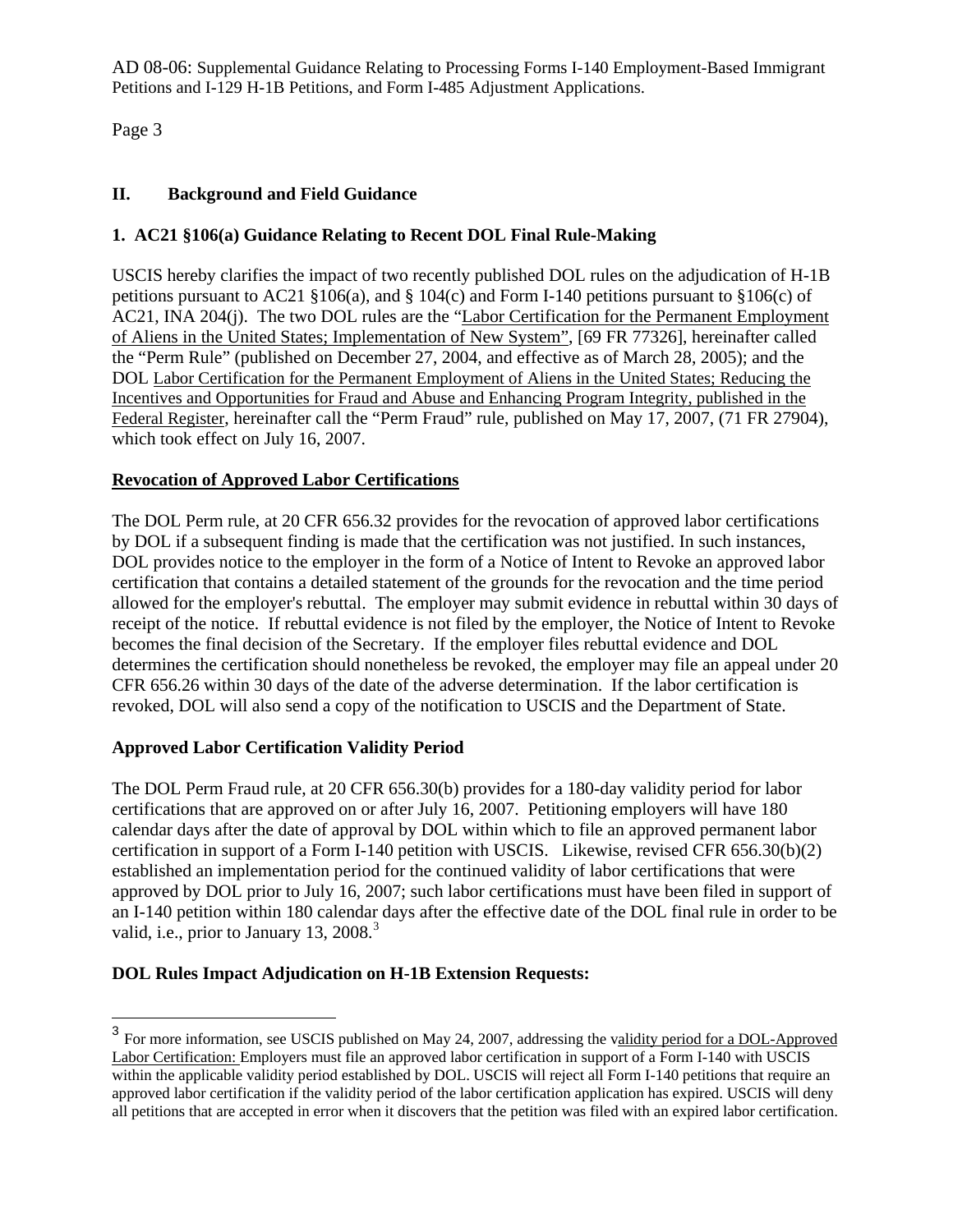## II. Background and Field Guidance

### 1. AC21 §106(a) Guidance Relating to Recent DOL Final Rule-Making

USCIS hereby clarifies the impact of two recently published DOL rules on the adjudication of H-1B petitions pursuant to AC21 §106(a), and § 104(c) and Form I-140 petitions pursuant to §106(c) of AC21, INA 204(j). The two DOL rules are the "Labor Certification for the Permanent Employment of Aliens in the United States; Implementation of New System", [69 FR 77326], hereinafter called the "Perm Rule" (published on December 27, 2004, and effective as of March 28, 2005); and the DOL Labor Certification for the Permanent Employment of Aliens in the United States; Reducing the Incentives and Opportunities for Fraud and Abuse and Enhancing Program Integrity, published in the Federal Register, hereinafter call the "Perm Fraud" rule, published on May 17, 2007, (71 FR 27904), which took effect on July 16, 2007.

**Revocation of Approved Labor Certifications**

The DOL Perm rule, at 20 CFR 656.32 provides for the revocation of approved labor certifications by DOL if a subsequent finding is made that the certification was not justified. In such instances, DOL provides notice to the employer in the form of a Notice of Intent to Revoke an approved labor certification that contains a detailed statement of the grounds for the revocation and the time period allowed for the employer's rebuttal. The employer may submit evidence in rebuttal within 30 days of receipt of the notice. If rebuttal evidence is not filed by the employer, the Notice of Intent to Revoke becomes the final decision of the Secretary. If the employer files rebuttal evidence and DOL determines the certification should nonetheless be revoked, the employer may file an appeal under 20 CFR 656.26 within 30 days of the date of the adverse determination. If the labor certification is revoked, DOL will also send a copy of the notification to USCIS and the Department of State.

**Approved Labor Certification Validity Period**

The DOL Perm Fraud rule, at 20 CFR 656.30(b) provides for a 180-day validity period for labor certifications that are approved on or after July 16, 2007. Petitioning employers will have 180 calendar days after the date of approval by DOL within which to file an approved permanent labor certification in support of a Form I-140 petition with USCIS. Likewise, revised CFR 656.30(b)(2) established an implementation period for the continued validity of labor certifications that were approved by DOL prior to July 16, 2007; such labor certifications must have been filed in support of an I-140 petition within 180 calendar days after the effective date of the DOL final rule in order to be valid, i.e., prior to January 13, 2008.[3]

**DOL Rules Impact Adjudication on H-1B Extension Requests:**

---

[3] For more information, see USCIS published on May 24, 2007, addressing the validity period for a DOL-Approved Labor Certification: Employers must file an approved labor certification in support of a Form I-140 with USCIS within the applicable validity period established by DOL. USCIS will reject all Form I-140 petitions that require an approved labor certification if the validity period of the labor certification application has expired. USCIS will deny all petitions that are accepted in error when it discovers that the petition was filed with an expired labor certification.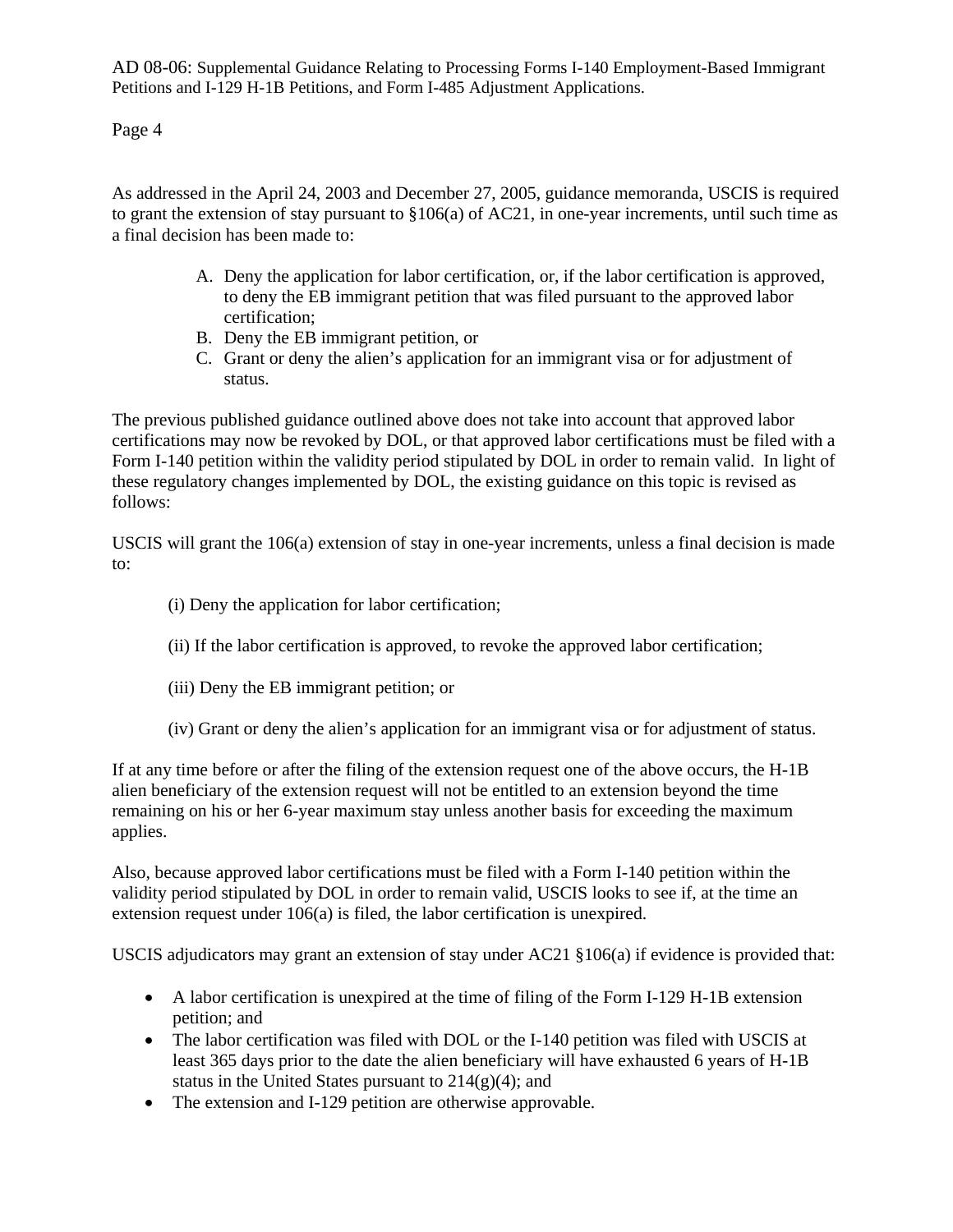As addressed in the April 24, 2003 and December 27, 2005, guidance memoranda, USCIS is required to grant the extension of stay pursuant to §106(a) of AC21, in one-year increments, until such time as a final decision has been made to:

A. Deny the application for labor certification, or, if the labor certification is approved, to deny the EB immigrant petition that was filed pursuant to the approved labor certification;
B. Deny the EB immigrant petition, or
C. Grant or deny the alien's application for an immigrant visa or for adjustment of status.

The previous published guidance outlined above does not take into account that approved labor certifications may now be revoked by DOL, or that approved labor certifications must be filed with a Form I-140 petition within the validity period stipulated by DOL in order to remain valid. In light of these regulatory changes implemented by DOL, the existing guidance on this topic is revised as follows:

USCIS will grant the 106(a) extension of stay in one-year increments, unless a final decision is made to:

(i) Deny the application for labor certification;

(ii) If the labor certification is approved, to revoke the approved labor certification;

(iii) Deny the EB immigrant petition; or

(iv) Grant or deny the alien's application for an immigrant visa or for adjustment of status.

If at any time before or after the filing of the extension request one of the above occurs, the H-1B alien beneficiary of the extension request will not be entitled to an extension beyond the time remaining on his or her 6-year maximum stay unless another basis for exceeding the maximum applies.

Also, because approved labor certifications must be filed with a Form I-140 petition within the validity period stipulated by DOL in order to remain valid, USCIS looks to see if, at the time an extension request under 106(a) is filed, the labor certification is unexpired.

USCIS adjudicators may grant an extension of stay under AC21 §106(a) if evidence is provided that:

- A labor certification is unexpired at the time of filing of the Form I-129 H-1B extension petition; and
- The labor certification was filed with DOL or the I-140 petition was filed with USCIS at least 365 days prior to the date the alien beneficiary will have exhausted 6 years of H-1B status in the United States pursuant to 214(g)(4); and
- The extension and I-129 petition are otherwise approvable.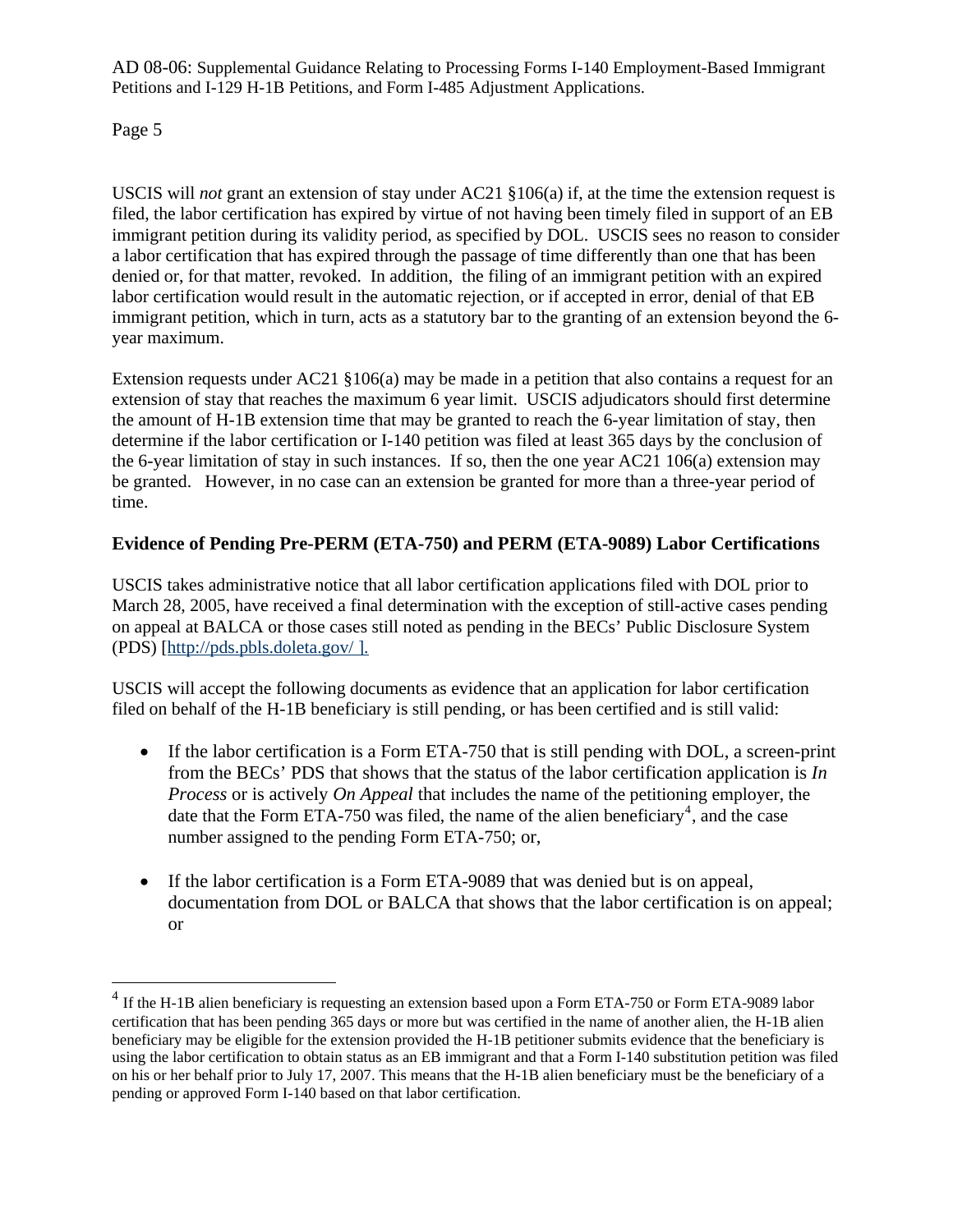USCIS will *not* grant an extension of stay under AC21 §106(a) if, at the time the extension request is filed, the labor certification has expired by virtue of not having been timely filed in support of an EB immigrant petition during its validity period, as specified by DOL. USCIS sees no reason to consider a labor certification that has expired through the passage of time differently than one that has been denied or, for that matter, revoked. In addition, the filing of an immigrant petition with an expired labor certification would result in the automatic rejection, or if accepted in error, denial of that EB immigrant petition, which in turn, acts as a statutory bar to the granting of an extension beyond the 6-year maximum.

Extension requests under AC21 §106(a) may be made in a petition that also contains a request for an extension of stay that reaches the maximum 6 year limit. USCIS adjudicators should first determine the amount of H-1B extension time that may be granted to reach the 6-year limitation of stay, then determine if the labor certification or I-140 petition was filed at least 365 days by the conclusion of the 6-year limitation of stay in such instances. If so, then the one year AC21 106(a) extension may be granted. However, in no case can an extension be granted for more than a three-year period of time.

### Evidence of Pending Pre-PERM (ETA-750) and PERM (ETA-9089) Labor Certifications

USCIS takes administrative notice that all labor certification applications filed with DOL prior to March 28, 2005, have received a final determination with the exception of still-active cases pending on appeal at BALCA or those cases still noted as pending in the BECs' Public Disclosure System (PDS) [http://pds.pbls.doleta.gov/ ].

USCIS will accept the following documents as evidence that an application for labor certification filed on behalf of the H-1B beneficiary is still pending, or has been certified and is still valid:

- If the labor certification is a Form ETA-750 that is still pending with DOL, a screen-print from the BECs' PDS that shows that the status of the labor certification application is *In Process* or is actively *On Appeal* that includes the name of the petitioning employer, the date that the Form ETA-750 was filed, the name of the alien beneficiary[4], and the case number assigned to the pending Form ETA-750; or,

- If the labor certification is a Form ETA-9089 that was denied but is on appeal, documentation from DOL or BALCA that shows that the labor certification is on appeal; or

[4] If the H-1B alien beneficiary is requesting an extension based upon a Form ETA-750 or Form ETA-9089 labor certification that has been pending 365 days or more but was certified in the name of another alien, the H-1B alien beneficiary may be eligible for the extension provided the H-1B petitioner submits evidence that the beneficiary is using the labor certification to obtain status as an EB immigrant and that a Form I-140 substitution petition was filed on his or her behalf prior to July 17, 2007. This means that the H-1B alien beneficiary must be the beneficiary of a pending or approved Form I-140 based on that labor certification.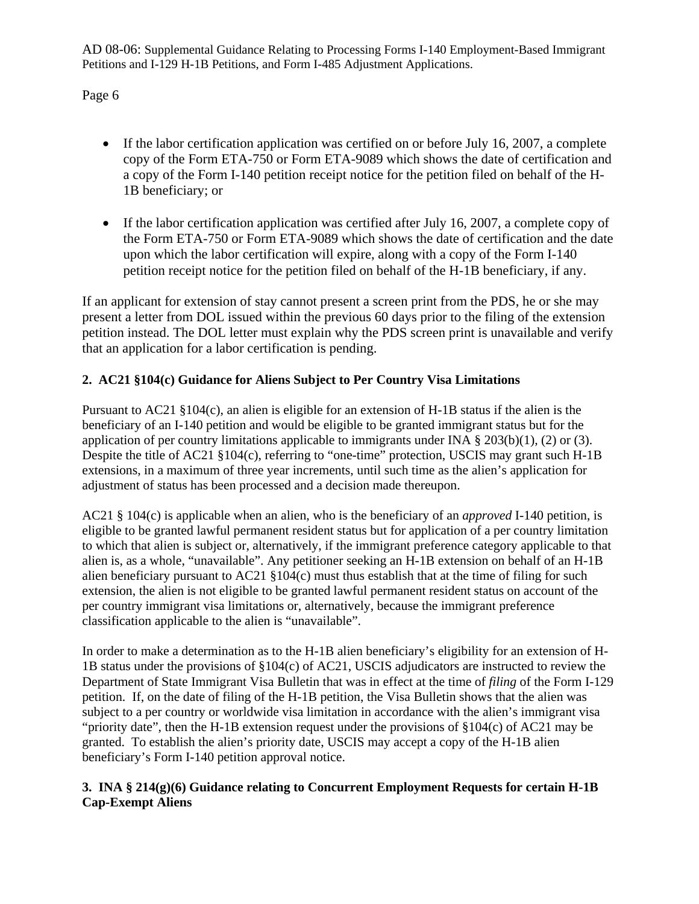- If the labor certification application was certified on or before July 16, 2007, a complete copy of the Form ETA-750 or Form ETA-9089 which shows the date of certification and a copy of the Form I-140 petition receipt notice for the petition filed on behalf of the H-1B beneficiary; or

- If the labor certification application was certified after July 16, 2007, a complete copy of the Form ETA-750 or Form ETA-9089 which shows the date of certification and the date upon which the labor certification will expire, along with a copy of the Form I-140 petition receipt notice for the petition filed on behalf of the H-1B beneficiary, if any.

If an applicant for extension of stay cannot present a screen print from the PDS, he or she may present a letter from DOL issued within the previous 60 days prior to the filing of the extension petition instead. The DOL letter must explain why the PDS screen print is unavailable and verify that an application for a labor certification is pending.

**2. AC21 §104(c) Guidance for Aliens Subject to Per Country Visa Limitations**

Pursuant to AC21 §104(c), an alien is eligible for an extension of H-1B status if the alien is the beneficiary of an I-140 petition and would be eligible to be granted immigrant status but for the application of per country limitations applicable to immigrants under INA § 203(b)(1), (2) or (3). Despite the title of AC21 §104(c), referring to "one-time" protection, USCIS may grant such H-1B extensions, in a maximum of three year increments, until such time as the alien's application for adjustment of status has been processed and a decision made thereupon.

AC21 § 104(c) is applicable when an alien, who is the beneficiary of an *approved* I-140 petition, is eligible to be granted lawful permanent resident status but for application of a per country limitation to which that alien is subject or, alternatively, if the immigrant preference category applicable to that alien is, as a whole, "unavailable". Any petitioner seeking an H-1B extension on behalf of an H-1B alien beneficiary pursuant to AC21 §104(c) must thus establish that at the time of filing for such extension, the alien is not eligible to be granted lawful permanent resident status on account of the per country immigrant visa limitations or, alternatively, because the immigrant preference classification applicable to the alien is "unavailable".

In order to make a determination as to the H-1B alien beneficiary's eligibility for an extension of H-1B status under the provisions of §104(c) of AC21, USCIS adjudicators are instructed to review the Department of State Immigrant Visa Bulletin that was in effect at the time of *filing* of the Form I-129 petition. If, on the date of filing of the H-1B petition, the Visa Bulletin shows that the alien was subject to a per country or worldwide visa limitation in accordance with the alien's immigrant visa "priority date", then the H-1B extension request under the provisions of §104(c) of AC21 may be granted. To establish the alien's priority date, USCIS may accept a copy of the H-1B alien beneficiary's Form I-140 petition approval notice.

**3. INA § 214(g)(6) Guidance relating to Concurrent Employment Requests for certain H-1B Cap-Exempt Aliens**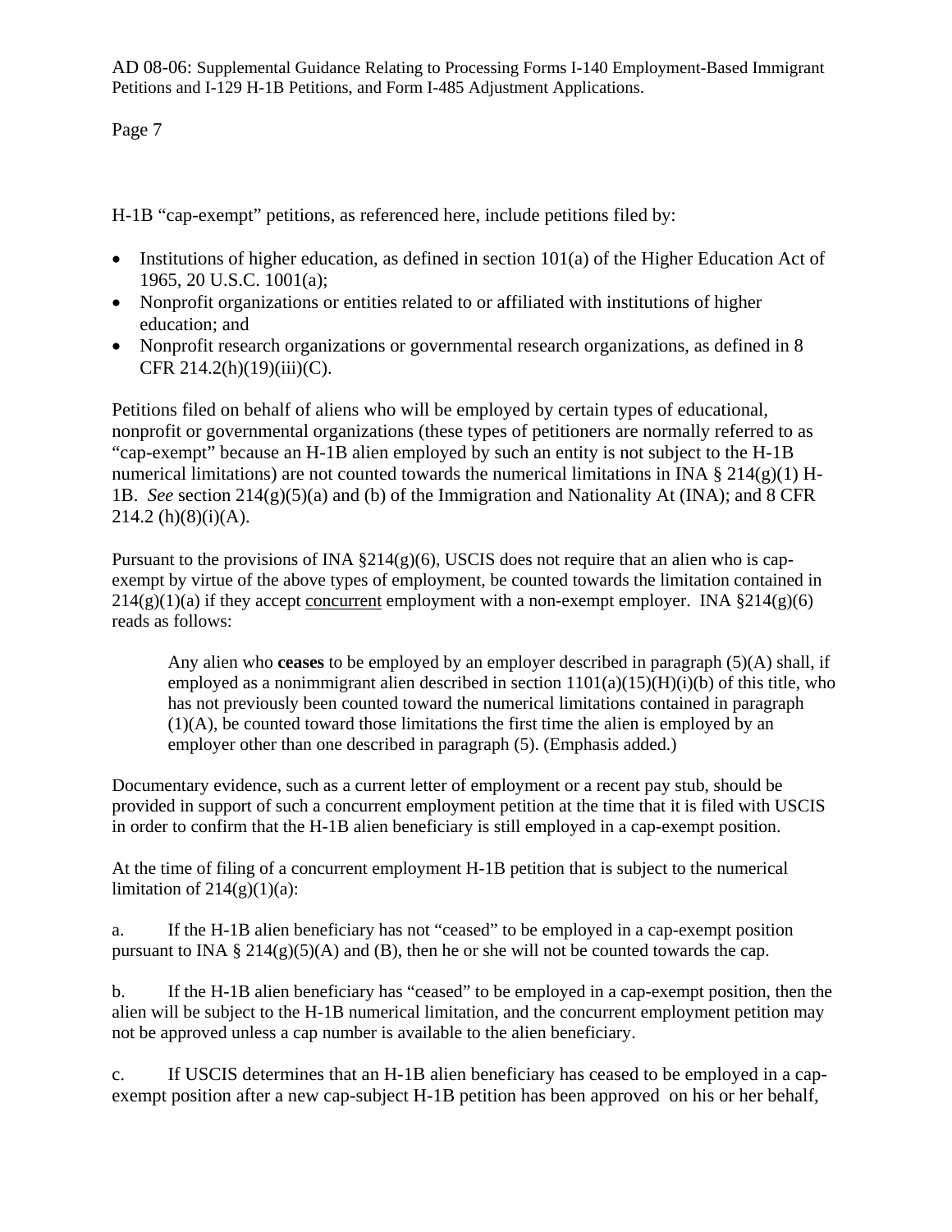H-1B "cap-exempt" petitions, as referenced here, include petitions filed by:

- Institutions of higher education, as defined in section 101(a) of the Higher Education Act of 1965, 20 U.S.C. 1001(a);
- Nonprofit organizations or entities related to or affiliated with institutions of higher education; and
- Nonprofit research organizations or governmental research organizations, as defined in 8 CFR 214.2(h)(19)(iii)(C).

Petitions filed on behalf of aliens who will be employed by certain types of educational, nonprofit or governmental organizations (these types of petitioners are normally referred to as "cap-exempt" because an H-1B alien employed by such an entity is not subject to the H-1B numerical limitations) are not counted towards the numerical limitations in INA § 214(g)(1) H-1B. *See* section 214(g)(5)(a) and (b) of the Immigration and Nationality At (INA); and 8 CFR 214.2 (h)(8)(i)(A).

Pursuant to the provisions of INA §214(g)(6), USCIS does not require that an alien who is cap-exempt by virtue of the above types of employment, be counted towards the limitation contained in 214(g)(1)(a) if they accept <u>concurrent</u> employment with a non-exempt employer. INA §214(g)(6) reads as follows:

> Any alien who **ceases** to be employed by an employer described in paragraph (5)(A) shall, if employed as a nonimmigrant alien described in section 1101(a)(15)(H)(i)(b) of this title, who has not previously been counted toward the numerical limitations contained in paragraph (1)(A), be counted toward those limitations the first time the alien is employed by an employer other than one described in paragraph (5). (Emphasis added.)

Documentary evidence, such as a current letter of employment or a recent pay stub, should be provided in support of such a concurrent employment petition at the time that it is filed with USCIS in order to confirm that the H-1B alien beneficiary is still employed in a cap-exempt position.

At the time of filing of a concurrent employment H-1B petition that is subject to the numerical limitation of 214(g)(1)(a):

a. If the H-1B alien beneficiary has not "ceased" to be employed in a cap-exempt position pursuant to INA § 214(g)(5)(A) and (B), then he or she will not be counted towards the cap.

b. If the H-1B alien beneficiary has "ceased" to be employed in a cap-exempt position, then the alien will be subject to the H-1B numerical limitation, and the concurrent employment petition may not be approved unless a cap number is available to the alien beneficiary.

c. If USCIS determines that an H-1B alien beneficiary has ceased to be employed in a cap-exempt position after a new cap-subject H-1B petition has been approved on his or her behalf,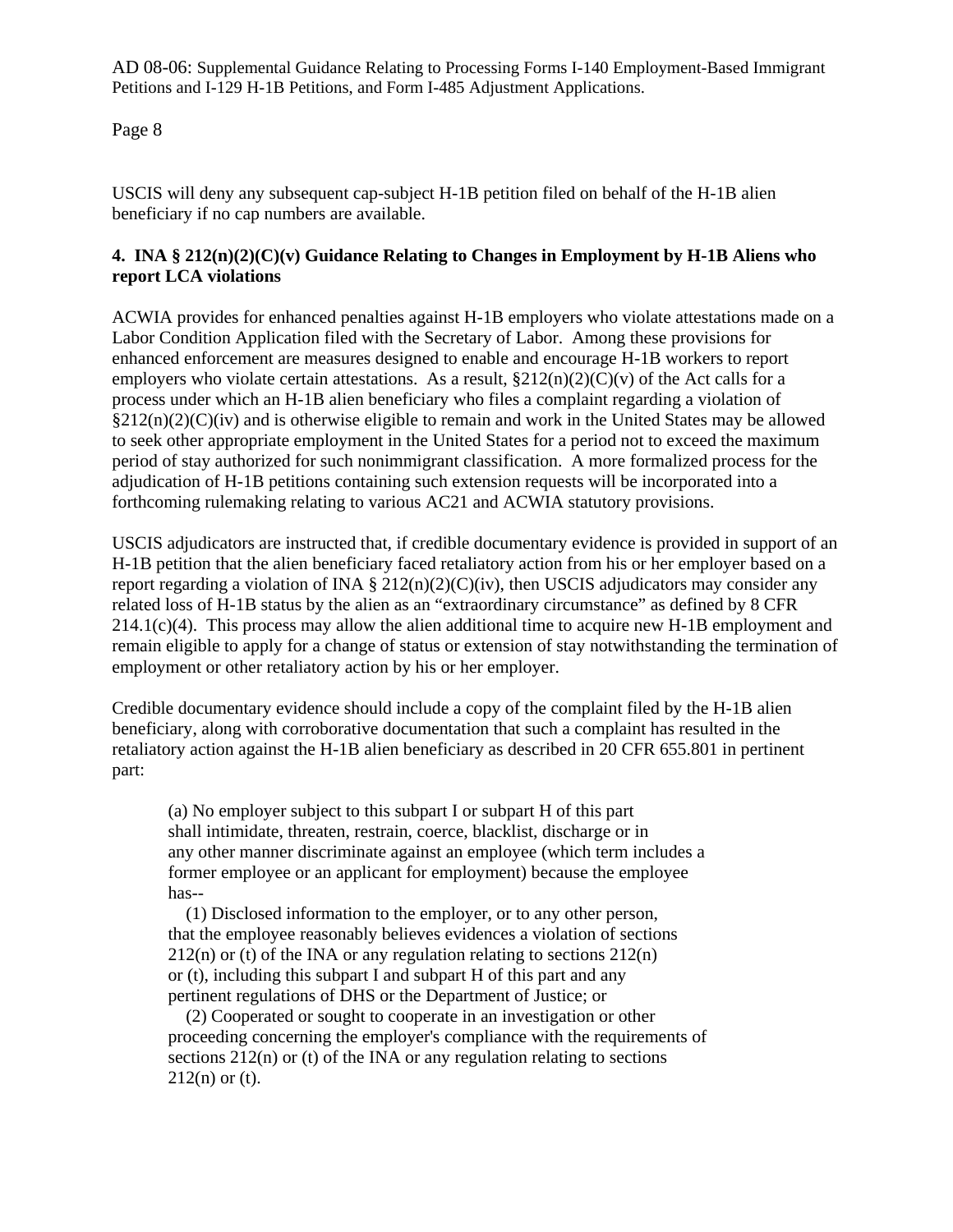USCIS will deny any subsequent cap-subject H-1B petition filed on behalf of the H-1B alien beneficiary if no cap numbers are available.

**4. INA § 212(n)(2)(C)(v) Guidance Relating to Changes in Employment by H-1B Aliens who report LCA violations**

ACWIA provides for enhanced penalties against H-1B employers who violate attestations made on a Labor Condition Application filed with the Secretary of Labor. Among these provisions for enhanced enforcement are measures designed to enable and encourage H-1B workers to report employers who violate certain attestations. As a result, §212(n)(2)(C)(v) of the Act calls for a process under which an H-1B alien beneficiary who files a complaint regarding a violation of §212(n)(2)(C)(iv) and is otherwise eligible to remain and work in the United States may be allowed to seek other appropriate employment in the United States for a period not to exceed the maximum period of stay authorized for such nonimmigrant classification. A more formalized process for the adjudication of H-1B petitions containing such extension requests will be incorporated into a forthcoming rulemaking relating to various AC21 and ACWIA statutory provisions.

USCIS adjudicators are instructed that, if credible documentary evidence is provided in support of an H-1B petition that the alien beneficiary faced retaliatory action from his or her employer based on a report regarding a violation of INA § 212(n)(2)(C)(iv), then USCIS adjudicators may consider any related loss of H-1B status by the alien as an "extraordinary circumstance" as defined by 8 CFR 214.1(c)(4). This process may allow the alien additional time to acquire new H-1B employment and remain eligible to apply for a change of status or extension of stay notwithstanding the termination of employment or other retaliatory action by his or her employer.

Credible documentary evidence should include a copy of the complaint filed by the H-1B alien beneficiary, along with corroborative documentation that such a complaint has resulted in the retaliatory action against the H-1B alien beneficiary as described in 20 CFR 655.801 in pertinent part:

> (a) No employer subject to this subpart I or subpart H of this part shall intimidate, threaten, restrain, coerce, blacklist, discharge or in any other manner discriminate against an employee (which term includes a former employee or an applicant for employment) because the employee has--
>
> (1) Disclosed information to the employer, or to any other person, that the employee reasonably believes evidences a violation of sections 212(n) or (t) of the INA or any regulation relating to sections 212(n) or (t), including this subpart I and subpart H of this part and any pertinent regulations of DHS or the Department of Justice; or
>
> (2) Cooperated or sought to cooperate in an investigation or other proceeding concerning the employer's compliance with the requirements of sections 212(n) or (t) of the INA or any regulation relating to sections 212(n) or (t).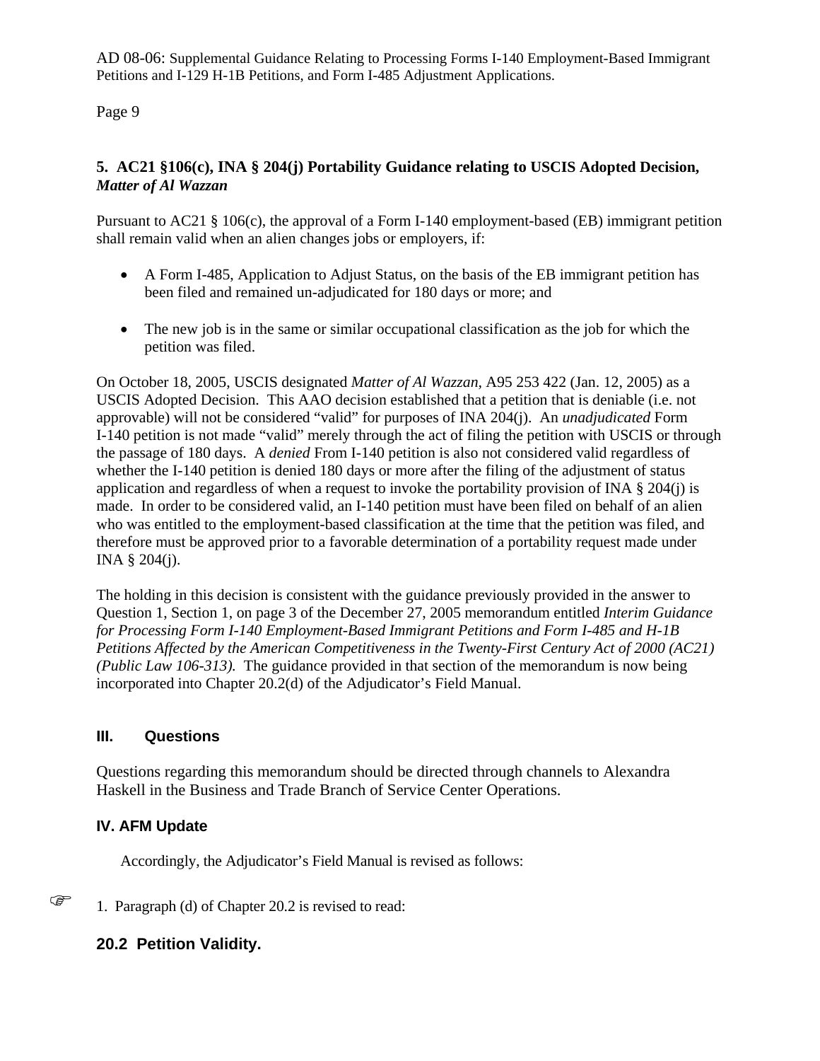## 5. AC21 §106(c), INA § 204(j) Portability Guidance relating to USCIS Adopted Decision, *Matter of Al Wazzan*

Pursuant to AC21 § 106(c), the approval of a Form I-140 employment-based (EB) immigrant petition shall remain valid when an alien changes jobs or employers, if:

- A Form I-485, Application to Adjust Status, on the basis of the EB immigrant petition has been filed and remained un-adjudicated for 180 days or more; and
- The new job is in the same or similar occupational classification as the job for which the petition was filed.

On October 18, 2005, USCIS designated *Matter of Al Wazzan*, A95 253 422 (Jan. 12, 2005) as a USCIS Adopted Decision. This AAO decision established that a petition that is deniable (i.e. not approvable) will not be considered "valid" for purposes of INA 204(j). An *unadjudicated* Form I-140 petition is not made "valid" merely through the act of filing the petition with USCIS or through the passage of 180 days. A *denied* From I-140 petition is also not considered valid regardless of whether the I-140 petition is denied 180 days or more after the filing of the adjustment of status application and regardless of when a request to invoke the portability provision of INA § 204(j) is made. In order to be considered valid, an I-140 petition must have been filed on behalf of an alien who was entitled to the employment-based classification at the time that the petition was filed, and therefore must be approved prior to a favorable determination of a portability request made under INA § 204(j).

The holding in this decision is consistent with the guidance previously provided in the answer to Question 1, Section 1, on page 3 of the December 27, 2005 memorandum entitled *Interim Guidance for Processing Form I-140 Employment-Based Immigrant Petitions and Form I-485 and H-1B Petitions Affected by the American Competitiveness in the Twenty-First Century Act of 2000 (AC21) (Public Law 106-313).* The guidance provided in that section of the memorandum is now being incorporated into Chapter 20.2(d) of the Adjudicator's Field Manual.

## III. Questions

Questions regarding this memorandum should be directed through channels to Alexandra Haskell in the Business and Trade Branch of Service Center Operations.

## IV. AFM Update

Accordingly, the Adjudicator's Field Manual is revised as follows:

☞ 1. Paragraph (d) of Chapter 20.2 is revised to read:

## 20.2 Petition Validity.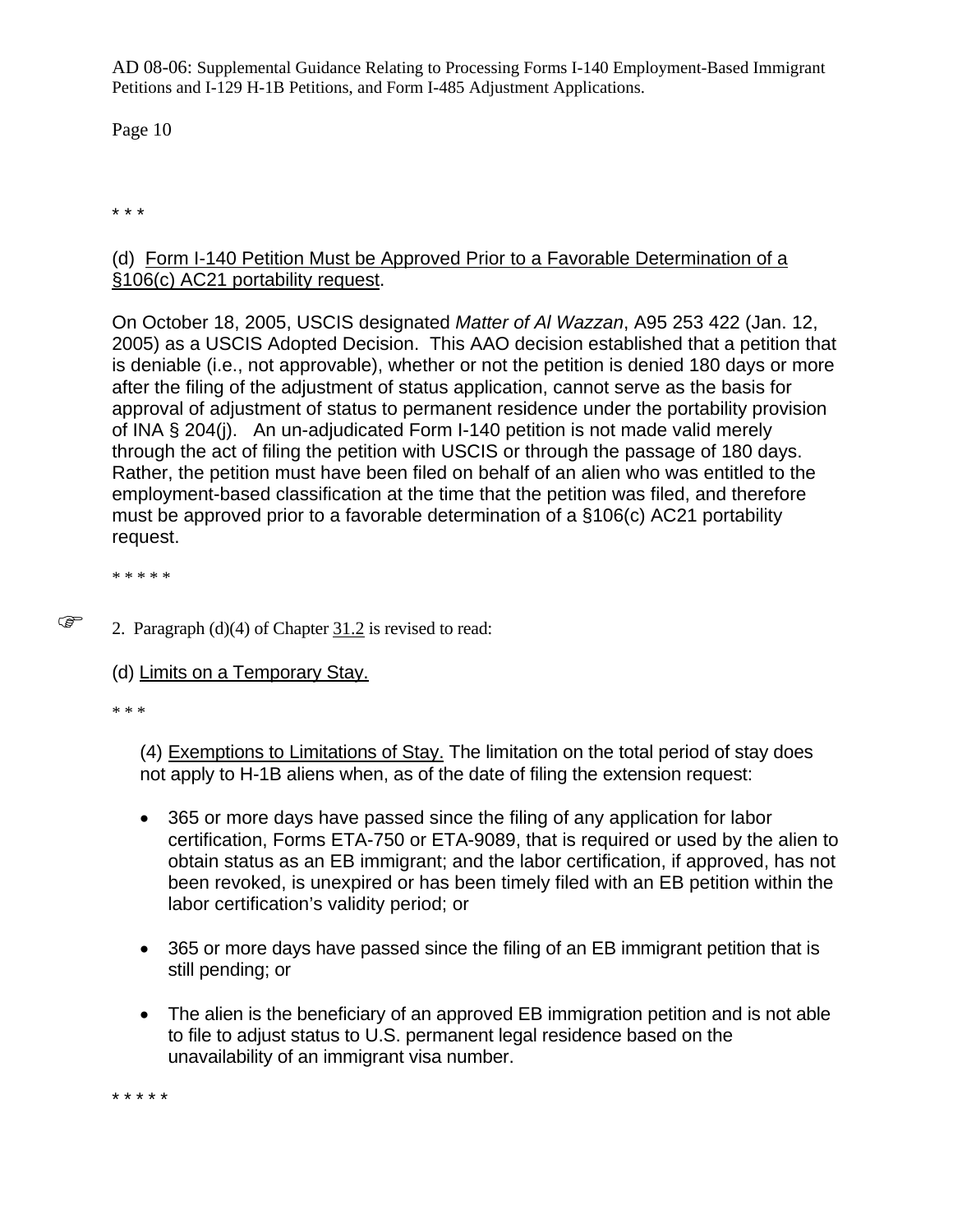* * *

(d) <u>Form I-140 Petition Must be Approved Prior to a Favorable Determination of a §106(c) AC21 portability request</u>.

On October 18, 2005, USCIS designated *Matter of Al Wazzan*, A95 253 422 (Jan. 12, 2005) as a USCIS Adopted Decision. This AAO decision established that a petition that is deniable (i.e., not approvable), whether or not the petition is denied 180 days or more after the filing of the adjustment of status application, cannot serve as the basis for approval of adjustment of status to permanent residence under the portability provision of INA § 204(j). An un-adjudicated Form I-140 petition is not made valid merely through the act of filing the petition with USCIS or through the passage of 180 days. Rather, the petition must have been filed on behalf of an alien who was entitled to the employment-based classification at the time that the petition was filed, and therefore must be approved prior to a favorable determination of a §106(c) AC21 portability request.

* * * * *

☞ 2. Paragraph (d)(4) of Chapter <u>31.2</u> is revised to read:

(d) <u>Limits on a Temporary Stay.</u>

* * *

(4) <u>Exemptions to Limitations of Stay.</u> The limitation on the total period of stay does not apply to H-1B aliens when, as of the date of filing the extension request:

- 365 or more days have passed since the filing of any application for labor certification, Forms ETA-750 or ETA-9089, that is required or used by the alien to obtain status as an EB immigrant; and the labor certification, if approved, has not been revoked, is unexpired or has been timely filed with an EB petition within the labor certification's validity period; or
- 365 or more days have passed since the filing of an EB immigrant petition that is still pending; or
- The alien is the beneficiary of an approved EB immigration petition and is not able to file to adjust status to U.S. permanent legal residence based on the unavailability of an immigrant visa number.

* * * * *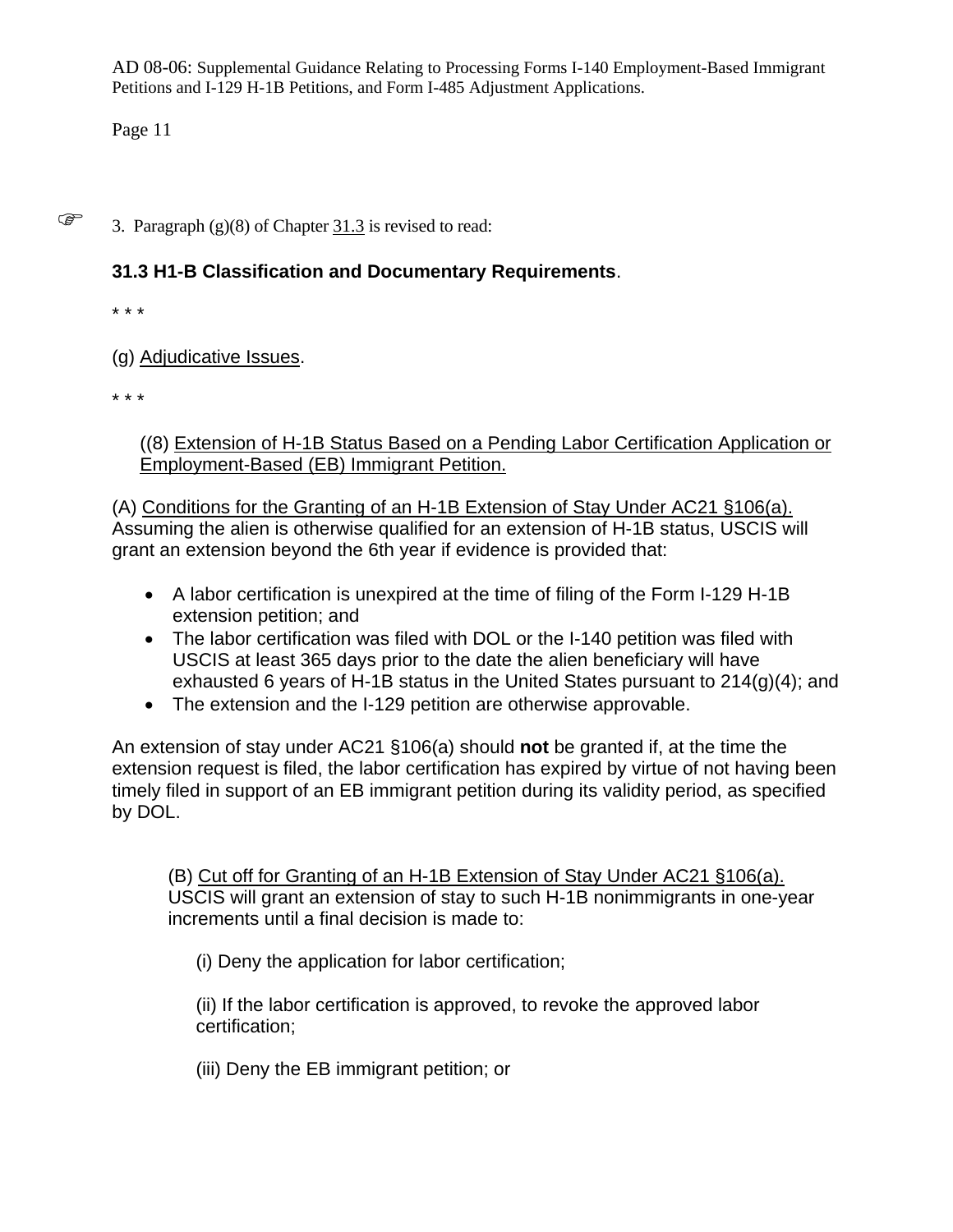☞ 3. Paragraph (g)(8) of Chapter 31.3 is revised to read:

**31.3 H1-B Classification and Documentary Requirements**.

* * *

(g) Adjudicative Issues.

* * *

((8) Extension of H-1B Status Based on a Pending Labor Certification Application or Employment-Based (EB) Immigrant Petition.

(A) Conditions for the Granting of an H-1B Extension of Stay Under AC21 §106(a). Assuming the alien is otherwise qualified for an extension of H-1B status, USCIS will grant an extension beyond the 6th year if evidence is provided that:

- A labor certification is unexpired at the time of filing of the Form I-129 H-1B extension petition; and
- The labor certification was filed with DOL or the I-140 petition was filed with USCIS at least 365 days prior to the date the alien beneficiary will have exhausted 6 years of H-1B status in the United States pursuant to 214(g)(4); and
- The extension and the I-129 petition are otherwise approvable.

An extension of stay under AC21 §106(a) should **not** be granted if, at the time the extension request is filed, the labor certification has expired by virtue of not having been timely filed in support of an EB immigrant petition during its validity period, as specified by DOL.

(B) Cut off for Granting of an H-1B Extension of Stay Under AC21 §106(a). USCIS will grant an extension of stay to such H-1B nonimmigrants in one-year increments until a final decision is made to:

(i) Deny the application for labor certification;

(ii) If the labor certification is approved, to revoke the approved labor certification;

(iii) Deny the EB immigrant petition; or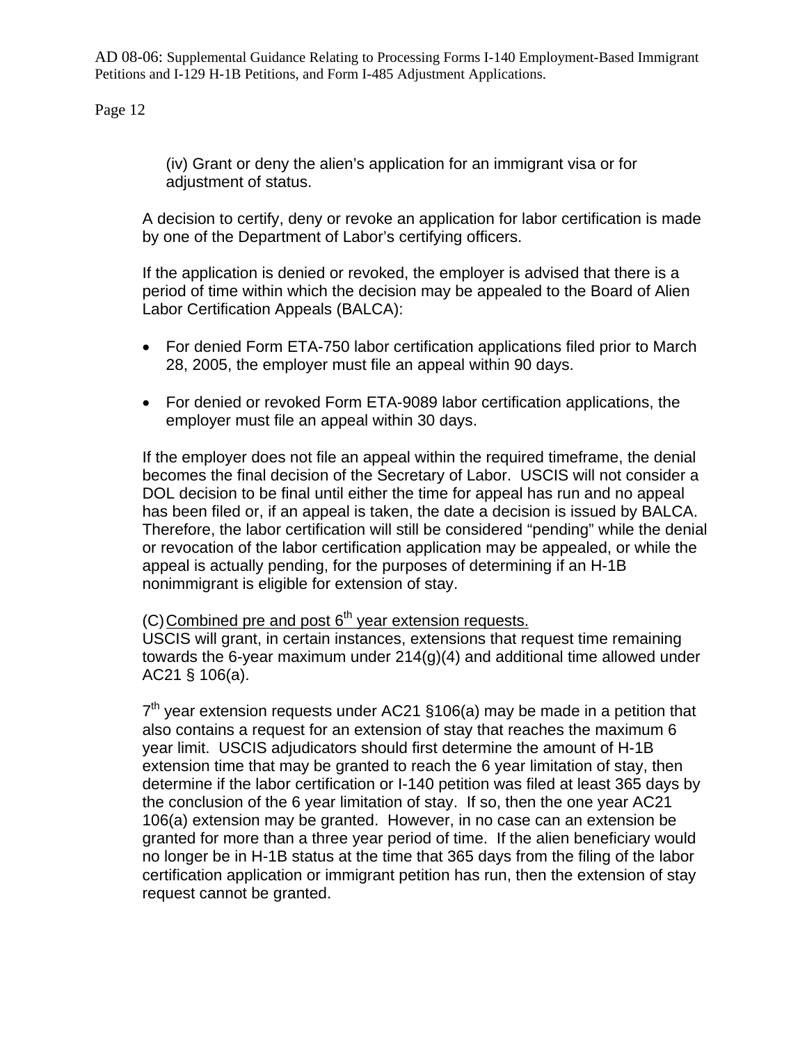(iv) Grant or deny the alien's application for an immigrant visa or for adjustment of status.

A decision to certify, deny or revoke an application for labor certification is made by one of the Department of Labor's certifying officers.

If the application is denied or revoked, the employer is advised that there is a period of time within which the decision may be appealed to the Board of Alien Labor Certification Appeals (BALCA):

- For denied Form ETA-750 labor certification applications filed prior to March 28, 2005, the employer must file an appeal within 90 days.

- For denied or revoked Form ETA-9089 labor certification applications, the employer must file an appeal within 30 days.

If the employer does not file an appeal within the required timeframe, the denial becomes the final decision of the Secretary of Labor. USCIS will not consider a DOL decision to be final until either the time for appeal has run and no appeal has been filed or, if an appeal is taken, the date a decision is issued by BALCA. Therefore, the labor certification will still be considered "pending" while the denial or revocation of the labor certification application may be appealed, or while the appeal is actually pending, for the purposes of determining if an H-1B nonimmigrant is eligible for extension of stay.

(C) Combined pre and post 6th year extension requests.
USCIS will grant, in certain instances, extensions that request time remaining towards the 6-year maximum under 214(g)(4) and additional time allowed under AC21 § 106(a).

7th year extension requests under AC21 §106(a) may be made in a petition that also contains a request for an extension of stay that reaches the maximum 6 year limit. USCIS adjudicators should first determine the amount of H-1B extension time that may be granted to reach the 6 year limitation of stay, then determine if the labor certification or I-140 petition was filed at least 365 days by the conclusion of the 6 year limitation of stay. If so, then the one year AC21 106(a) extension may be granted. However, in no case can an extension be granted for more than a three year period of time. If the alien beneficiary would no longer be in H-1B status at the time that 365 days from the filing of the labor certification application or immigrant petition has run, then the extension of stay request cannot be granted.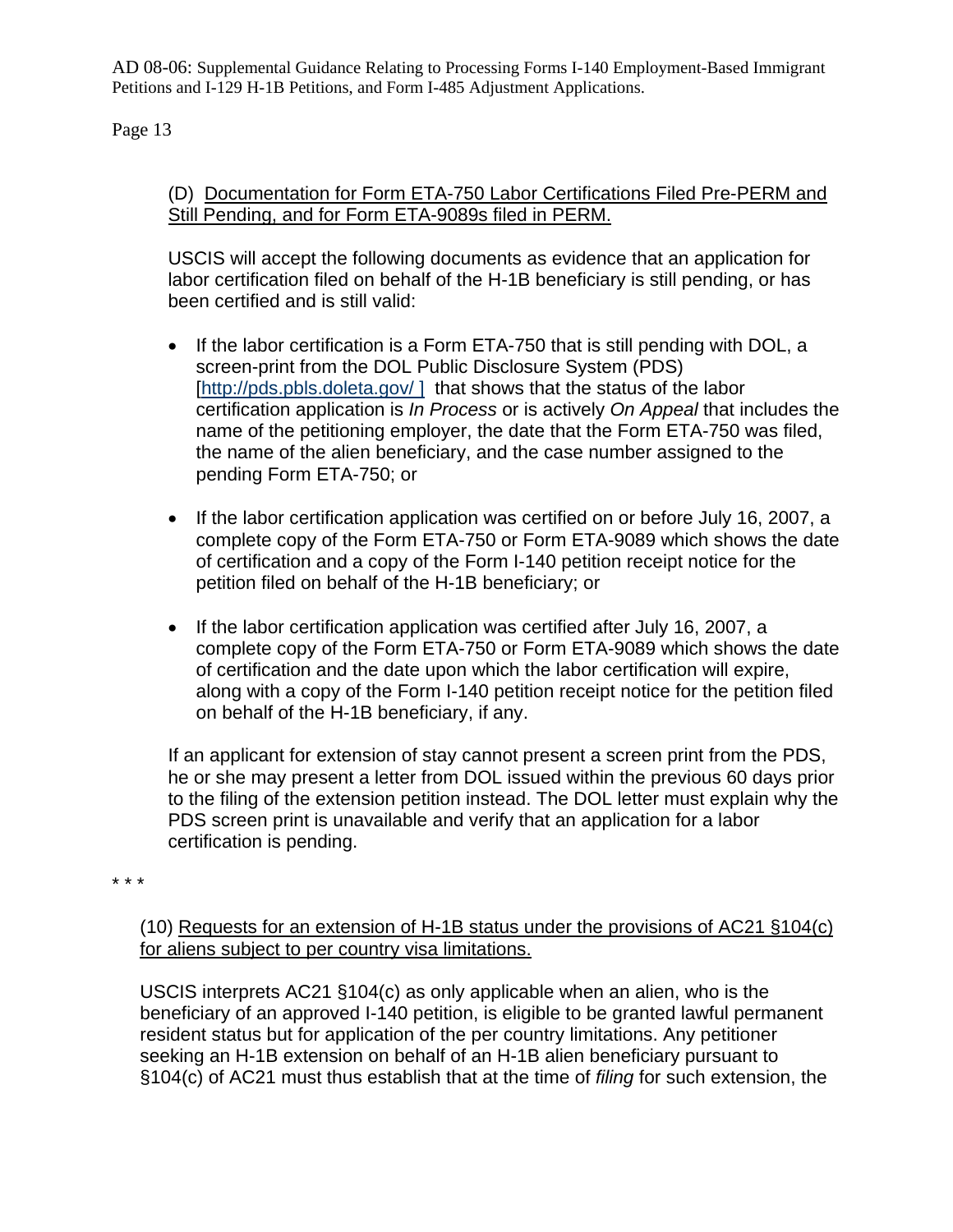(D) Documentation for Form ETA-750 Labor Certifications Filed Pre-PERM and Still Pending, and for Form ETA-9089s filed in PERM.

USCIS will accept the following documents as evidence that an application for labor certification filed on behalf of the H-1B beneficiary is still pending, or has been certified and is still valid:

- If the labor certification is a Form ETA-750 that is still pending with DOL, a screen-print from the DOL Public Disclosure System (PDS) [http://pds.pbls.doleta.gov/ ] that shows that the status of the labor certification application is *In Process* or is actively *On Appeal* that includes the name of the petitioning employer, the date that the Form ETA-750 was filed, the name of the alien beneficiary, and the case number assigned to the pending Form ETA-750; or

- If the labor certification application was certified on or before July 16, 2007, a complete copy of the Form ETA-750 or Form ETA-9089 which shows the date of certification and a copy of the Form I-140 petition receipt notice for the petition filed on behalf of the H-1B beneficiary; or

- If the labor certification application was certified after July 16, 2007, a complete copy of the Form ETA-750 or Form ETA-9089 which shows the date of certification and the date upon which the labor certification will expire, along with a copy of the Form I-140 petition receipt notice for the petition filed on behalf of the H-1B beneficiary, if any.

If an applicant for extension of stay cannot present a screen print from the PDS, he or she may present a letter from DOL issued within the previous 60 days prior to the filing of the extension petition instead. The DOL letter must explain why the PDS screen print is unavailable and verify that an application for a labor certification is pending.

\* \* \*

(10) Requests for an extension of H-1B status under the provisions of AC21 §104(c) for aliens subject to per country visa limitations.

USCIS interprets AC21 §104(c) as only applicable when an alien, who is the beneficiary of an approved I-140 petition, is eligible to be granted lawful permanent resident status but for application of the per country limitations. Any petitioner seeking an H-1B extension on behalf of an H-1B alien beneficiary pursuant to §104(c) of AC21 must thus establish that at the time of *filing* for such extension, the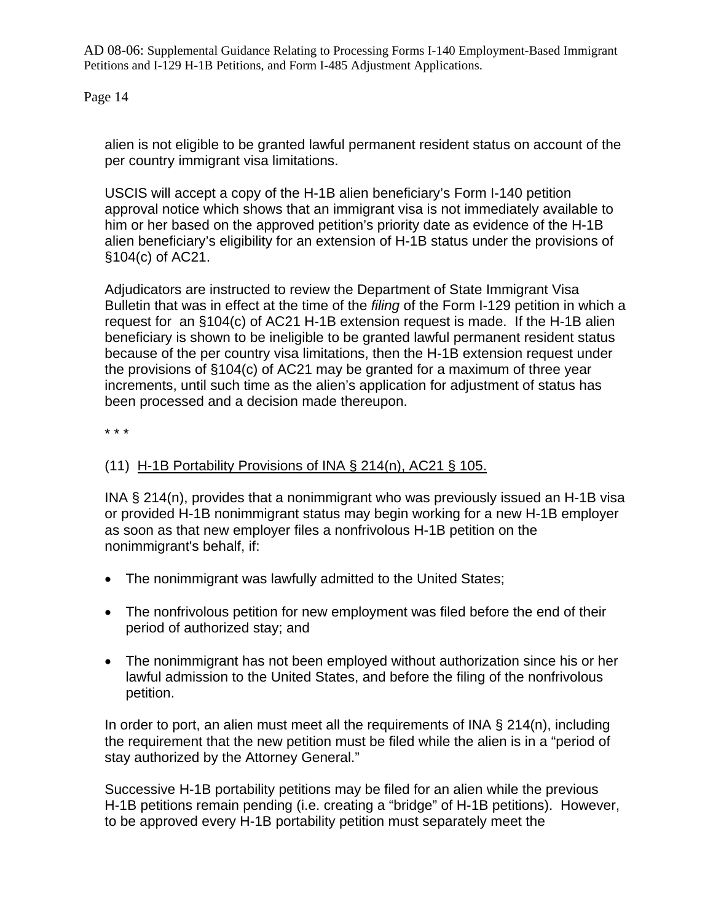alien is not eligible to be granted lawful permanent resident status on account of the per country immigrant visa limitations.

USCIS will accept a copy of the H-1B alien beneficiary's Form I-140 petition approval notice which shows that an immigrant visa is not immediately available to him or her based on the approved petition's priority date as evidence of the H-1B alien beneficiary's eligibility for an extension of H-1B status under the provisions of §104(c) of AC21.

Adjudicators are instructed to review the Department of State Immigrant Visa Bulletin that was in effect at the time of the *filing* of the Form I-129 petition in which a request for an §104(c) of AC21 H-1B extension request is made. If the H-1B alien beneficiary is shown to be ineligible to be granted lawful permanent resident status because of the per country visa limitations, then the H-1B extension request under the provisions of §104(c) of AC21 may be granted for a maximum of three year increments, until such time as the alien's application for adjustment of status has been processed and a decision made thereupon.

* * *

(11) <u>H-1B Portability Provisions of INA § 214(n), AC21 § 105.</u>

INA § 214(n), provides that a nonimmigrant who was previously issued an H-1B visa or provided H-1B nonimmigrant status may begin working for a new H-1B employer as soon as that new employer files a nonfrivolous H-1B petition on the nonimmigrant's behalf, if:

- The nonimmigrant was lawfully admitted to the United States;
- The nonfrivolous petition for new employment was filed before the end of their period of authorized stay; and
- The nonimmigrant has not been employed without authorization since his or her lawful admission to the United States, and before the filing of the nonfrivolous petition.

In order to port, an alien must meet all the requirements of INA § 214(n), including the requirement that the new petition must be filed while the alien is in a "period of stay authorized by the Attorney General."

Successive H-1B portability petitions may be filed for an alien while the previous H-1B petitions remain pending (i.e. creating a "bridge" of H-1B petitions). However, to be approved every H-1B portability petition must separately meet the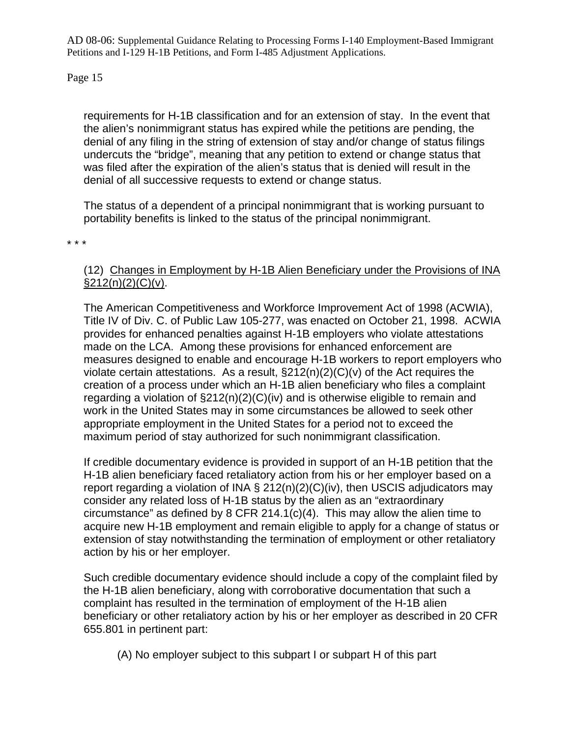requirements for H-1B classification and for an extension of stay. In the event that the alien's nonimmigrant status has expired while the petitions are pending, the denial of any filing in the string of extension of stay and/or change of status filings undercuts the "bridge", meaning that any petition to extend or change status that was filed after the expiration of the alien's status that is denied will result in the denial of all successive requests to extend or change status.

The status of a dependent of a principal nonimmigrant that is working pursuant to portability benefits is linked to the status of the principal nonimmigrant.

\* \* \*

(12) <u>Changes in Employment by H-1B Alien Beneficiary under the Provisions of INA §212(n)(2)(C)(v)</u>.

The American Competitiveness and Workforce Improvement Act of 1998 (ACWIA), Title IV of Div. C. of Public Law 105-277, was enacted on October 21, 1998. ACWIA provides for enhanced penalties against H-1B employers who violate attestations made on the LCA. Among these provisions for enhanced enforcement are measures designed to enable and encourage H-1B workers to report employers who violate certain attestations. As a result, §212(n)(2)(C)(v) of the Act requires the creation of a process under which an H-1B alien beneficiary who files a complaint regarding a violation of §212(n)(2)(C)(iv) and is otherwise eligible to remain and work in the United States may in some circumstances be allowed to seek other appropriate employment in the United States for a period not to exceed the maximum period of stay authorized for such nonimmigrant classification.

If credible documentary evidence is provided in support of an H-1B petition that the H-1B alien beneficiary faced retaliatory action from his or her employer based on a report regarding a violation of INA § 212(n)(2)(C)(iv), then USCIS adjudicators may consider any related loss of H-1B status by the alien as an "extraordinary circumstance" as defined by 8 CFR 214.1(c)(4). This may allow the alien time to acquire new H-1B employment and remain eligible to apply for a change of status or extension of stay notwithstanding the termination of employment or other retaliatory action by his or her employer.

Such credible documentary evidence should include a copy of the complaint filed by the H-1B alien beneficiary, along with corroborative documentation that such a complaint has resulted in the termination of employment of the H-1B alien beneficiary or other retaliatory action by his or her employer as described in 20 CFR 655.801 in pertinent part:

(A) No employer subject to this subpart I or subpart H of this part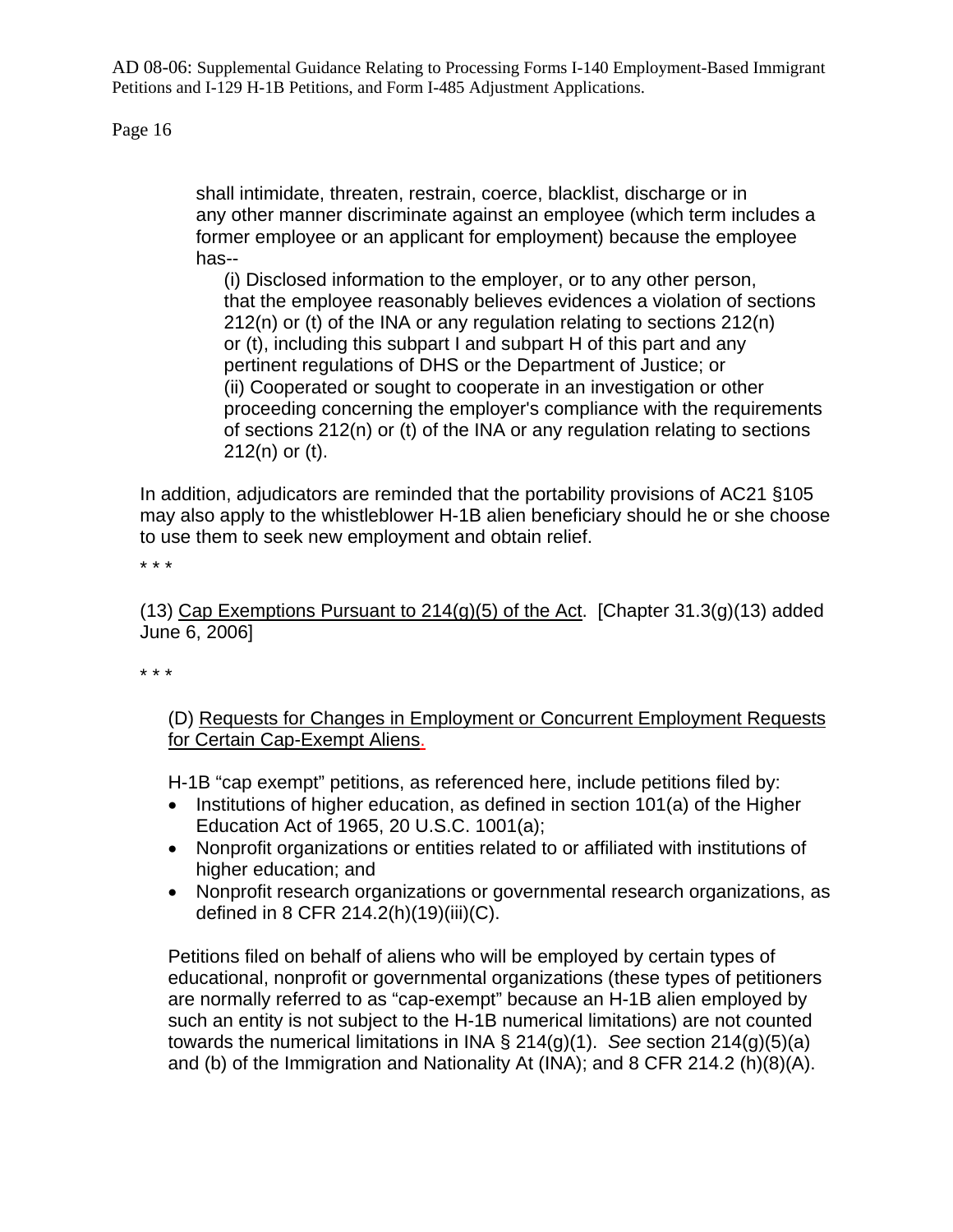shall intimidate, threaten, restrain, coerce, blacklist, discharge or in any other manner discriminate against an employee (which term includes a former employee or an applicant for employment) because the employee has--

(i) Disclosed information to the employer, or to any other person, that the employee reasonably believes evidences a violation of sections 212(n) or (t) of the INA or any regulation relating to sections 212(n) or (t), including this subpart I and subpart H of this part and any pertinent regulations of DHS or the Department of Justice; or

(ii) Cooperated or sought to cooperate in an investigation or other proceeding concerning the employer's compliance with the requirements of sections 212(n) or (t) of the INA or any regulation relating to sections 212(n) or (t).

In addition, adjudicators are reminded that the portability provisions of AC21 §105 may also apply to the whistleblower H-1B alien beneficiary should he or she choose to use them to seek new employment and obtain relief.

* * *

(13) Cap Exemptions Pursuant to 214(g)(5) of the Act. [Chapter 31.3(g)(13) added June 6, 2006]

* * *

(D) Requests for Changes in Employment or Concurrent Employment Requests for Certain Cap-Exempt Aliens.

H-1B "cap exempt" petitions, as referenced here, include petitions filed by:

- Institutions of higher education, as defined in section 101(a) of the Higher Education Act of 1965, 20 U.S.C. 1001(a);
- Nonprofit organizations or entities related to or affiliated with institutions of higher education; and
- Nonprofit research organizations or governmental research organizations, as defined in 8 CFR 214.2(h)(19)(iii)(C).

Petitions filed on behalf of aliens who will be employed by certain types of educational, nonprofit or governmental organizations (these types of petitioners are normally referred to as "cap-exempt" because an H-1B alien employed by such an entity is not subject to the H-1B numerical limitations) are not counted towards the numerical limitations in INA § 214(g)(1). *See* section 214(g)(5)(a) and (b) of the Immigration and Nationality At (INA); and 8 CFR 214.2 (h)(8)(A).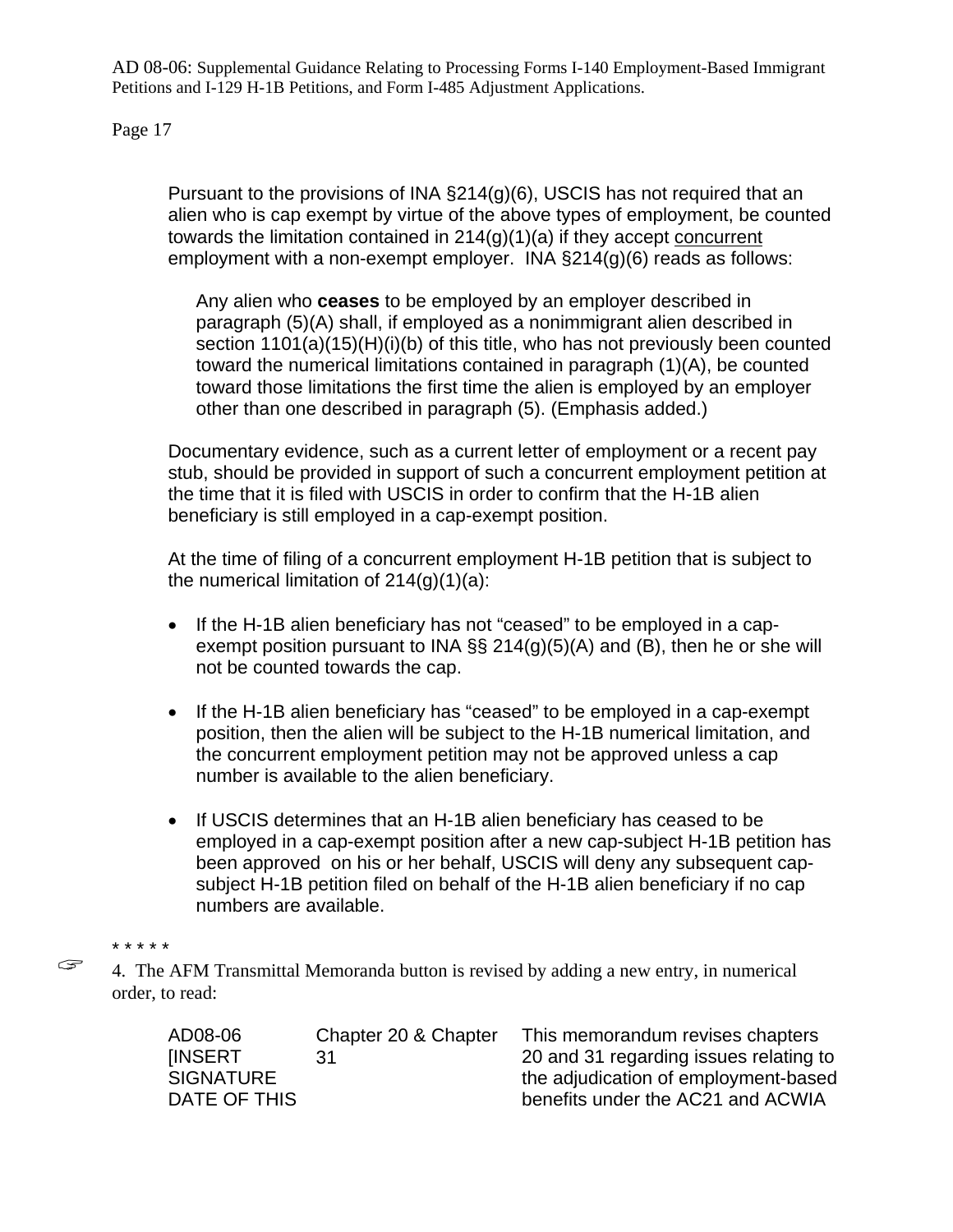Pursuant to the provisions of INA §214(g)(6), USCIS has not required that an alien who is cap exempt by virtue of the above types of employment, be counted towards the limitation contained in 214(g)(1)(a) if they accept <u>concurrent</u> employment with a non-exempt employer. INA §214(g)(6) reads as follows:

> Any alien who **ceases** to be employed by an employer described in paragraph (5)(A) shall, if employed as a nonimmigrant alien described in section 1101(a)(15)(H)(i)(b) of this title, who has not previously been counted toward the numerical limitations contained in paragraph (1)(A), be counted toward those limitations the first time the alien is employed by an employer other than one described in paragraph (5). (Emphasis added.)

Documentary evidence, such as a current letter of employment or a recent pay stub, should be provided in support of such a concurrent employment petition at the time that it is filed with USCIS in order to confirm that the H-1B alien beneficiary is still employed in a cap-exempt position.

At the time of filing of a concurrent employment H-1B petition that is subject to the numerical limitation of 214(g)(1)(a):

- If the H-1B alien beneficiary has not "ceased" to be employed in a cap-exempt position pursuant to INA §§ 214(g)(5)(A) and (B), then he or she will not be counted towards the cap.
- If the H-1B alien beneficiary has "ceased" to be employed in a cap-exempt position, then the alien will be subject to the H-1B numerical limitation, and the concurrent employment petition may not be approved unless a cap number is available to the alien beneficiary.
- If USCIS determines that an H-1B alien beneficiary has ceased to be employed in a cap-exempt position after a new cap-subject H-1B petition has been approved on his or her behalf, USCIS will deny any subsequent cap-subject H-1B petition filed on behalf of the H-1B alien beneficiary if no cap numbers are available.

* * * * *

☞ 4. The AFM Transmittal Memoranda button is revised by adding a new entry, in numerical order, to read:

| | | |
|---|---|---|
| AD08-06 [INSERT SIGNATURE DATE OF THIS | Chapter 20 & Chapter 31 | This memorandum revises chapters 20 and 31 regarding issues relating to the adjudication of employment-based benefits under the AC21 and ACWIA |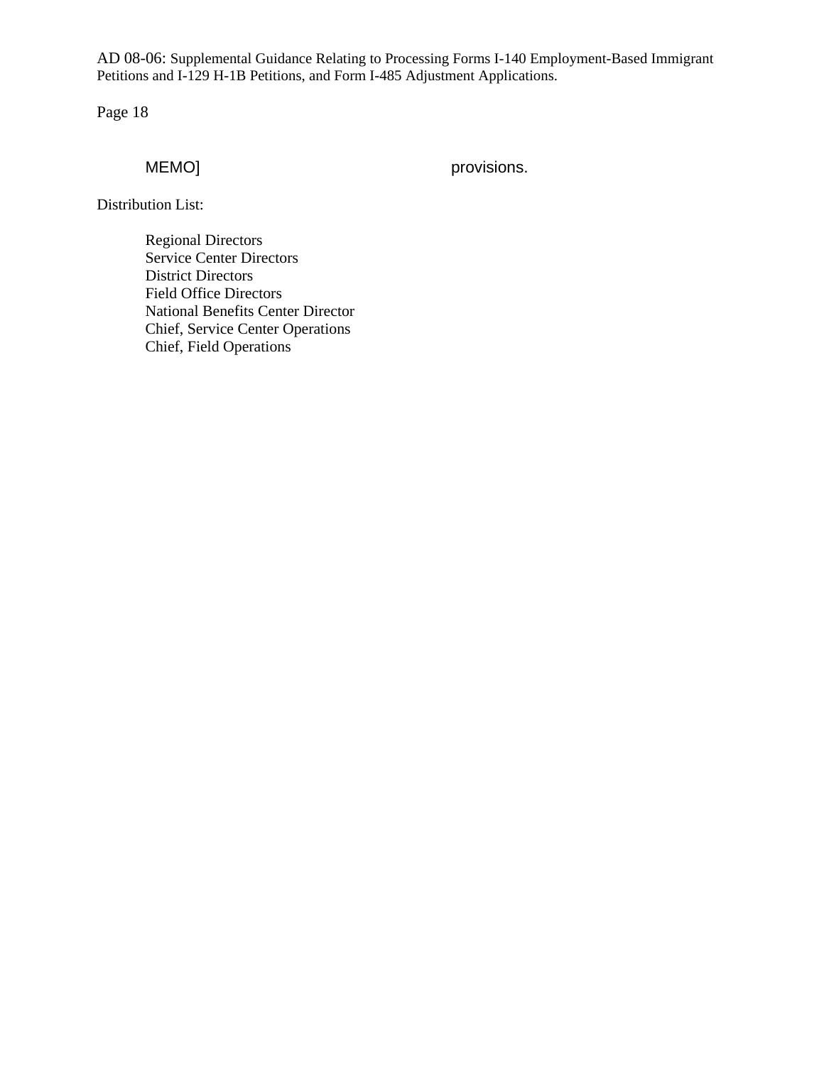MEMO] provisions.

Distribution List:

Regional Directors
Service Center Directors
District Directors
Field Office Directors
National Benefits Center Director
Chief, Service Center Operations
Chief, Field Operations